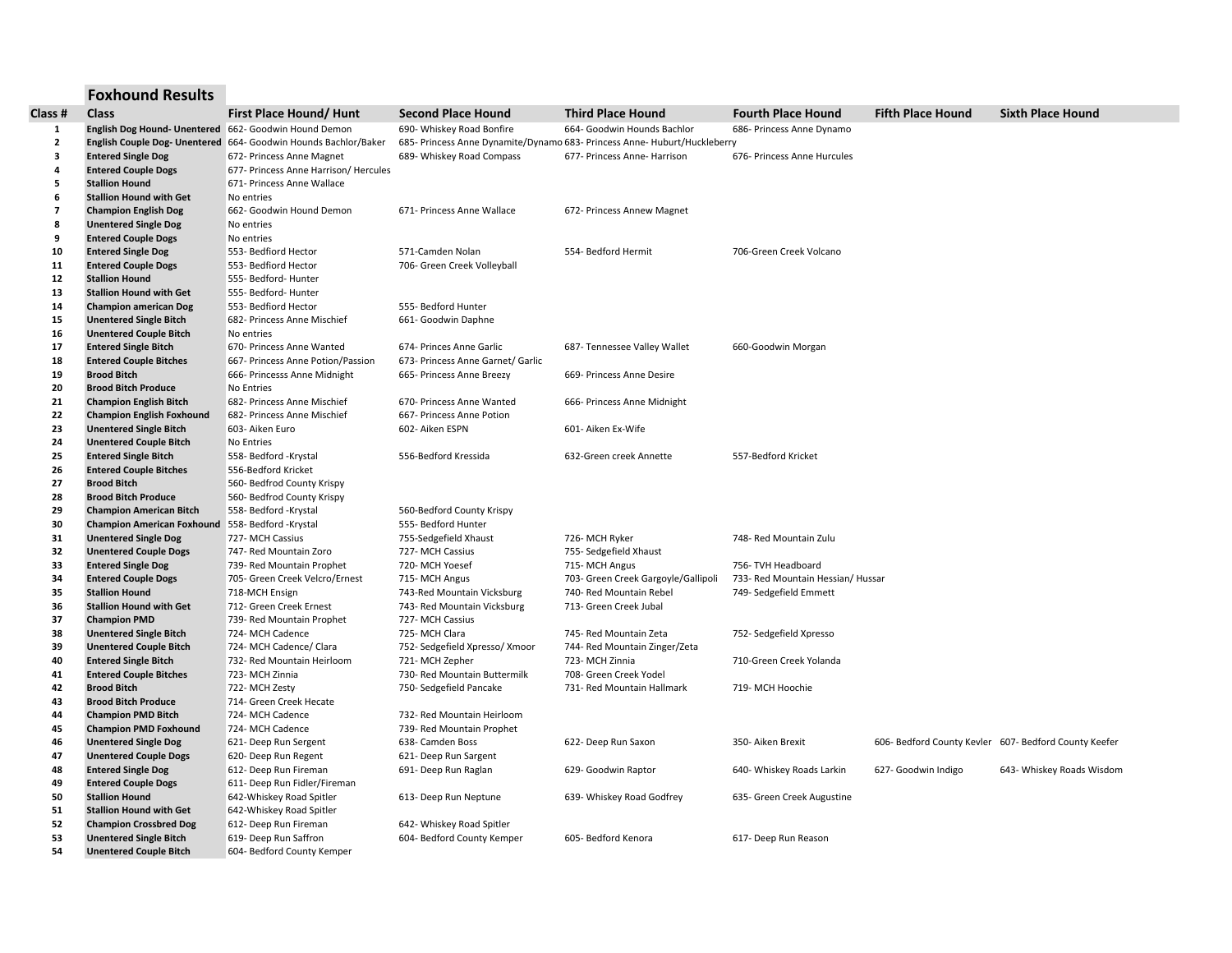## Foxhound Results

| Class # | Class | First Place Hound/ Hunt | Second Place Hound | Third Place Hound | Fourth Place Hound | Fifth Place Hound | Sixth Place Hound |
|---|---|---|---|---|---|---|---|
| 1 | English Dog Hound- Unentered | 662- Goodwin Hound Demon | 690- Whiskey Road Bonfire | 664- Goodwin Hounds Bachlor | 686- Princess Anne Dynamo | | |
| 2 | English Couple Dog- Unentered | 664- Goodwin Hounds Bachlor/Baker | 685- Princess Anne Dynamite/Dynamo | 683- Princess Anne- Huburt/Huckleberry | | | |
| 3 | Entered Single Dog | 672- Princess Anne Magnet | 689- Whiskey Road Compass | 677- Princess Anne- Harrison | 676- Princess Anne Hurcules | | |
| 4 | Entered Couple Dogs | 677- Princess Anne Harrison/ Hercules | | | | | |
| 5 | Stallion Hound | 671- Princess Anne Wallace | | | | | |
| 6 | Stallion Hound with Get | No entries | | | | | |
| 7 | Champion English Dog | 662- Goodwin Hound Demon | 671- Princess Anne Wallace | 672- Princess Annew Magnet | | | |
| 8 | Unentered Single Dog | No entries | | | | | |
| 9 | Entered Couple Dogs | No entries | | | | | |
| 10 | Entered Single Dog | 553- Bedfiord Hector | 571-Camden Nolan | 554- Bedford Hermit | 706-Green Creek Volcano | | |
| 11 | Entered Couple Dogs | 553- Bedfiord Hector | 706- Green Creek Volleyball | | | | |
| 12 | Stallion Hound | 555- Bedford- Hunter | | | | | |
| 13 | Stallion Hound with Get | 555- Bedford- Hunter | | | | | |
| 14 | Champion american Dog | 553- Bedfiord Hector | 555- Bedford Hunter | | | | |
| 15 | Unentered Single Bitch | 682- Princess Anne Mischief | 661- Goodwin Daphne | | | | |
| 16 | Unentered Couple Bitch | No entries | | | | | |
| 17 | Entered Single Bitch | 670- Princess Anne Wanted | 674- Princes Anne Garlic | 687- Tennessee Valley Wallet | 660-Goodwin Morgan | | |
| 18 | Entered Couple Bitches | 667- Princess Anne Potion/Passion | 673- Princess Anne Garnet/ Garlic | | | | |
| 19 | Brood Bitch | 666- Princesss Anne Midnight | 665- Princess Anne Breezy | 669- Princess Anne Desire | | | |
| 20 | Brood Bitch Produce | No Entries | | | | | |
| 21 | Champion English Bitch | 682- Princess Anne Mischief | 670- Princess Anne Wanted | 666- Princess Anne Midnight | | | |
| 22 | Champion English Foxhound | 682- Princess Anne Mischief | 667- Princess Anne Potion | | | | |
| 23 | Unentered Single Bitch | 603- Aiken Euro | 602- Aiken ESPN | 601- Aiken Ex-Wife | | | |
| 24 | Unentered Couple Bitch | No Entries | | | | | |
| 25 | Entered Single Bitch | 558- Bedford -Krystal | 556-Bedford Kressida | 632-Green creek Annette | 557-Bedford Kricket | | |
| 26 | Entered Couple Bitches | 556-Bedford Kricket | | | | | |
| 27 | Brood Bitch | 560- Bedfrod County Krispy | | | | | |
| 28 | Brood Bitch Produce | 560- Bedford County Krispy | | | | | |
| 29 | Champion American Bitch | 558- Bedford -Krystal | 560-Bedford County Krispy | | | | |
| 30 | Champion American Foxhound | 558- Bedford -Krystal | 555- Bedford Hunter | | | | |
| 31 | Unentered Single Dog | 727- MCH Cassius | 755-Sedgefield Xhaust | 726- MCH Ryker | 748- Red Mountain Zulu | | |
| 32 | Unentered Couple Dogs | 747- Red Mountain Zoro | 727- MCH Cassius | 755- Sedgefield Xhaust | | | |
| 33 | Entered Single Dog | 739- Red Mountain Prophet | 720- MCH Yoesef | 715- MCH Angus | 756- TVH Headboard | | |
| 34 | Entered Couple Dogs | 705- Green Creek Velcro/Ernest | 715- MCH Angus | 703- Green Creek Gargoyle/Gallipoli | 733- Red Mountain Hessian/ Hussar | | |
| 35 | Stallion Hound | 718-MCH Ensign | 743-Red Mountain Vicksburg | 740- Red Mountain Rebel | 749- Sedgefield Emmett | | |
| 36 | Stallion Hound with Get | 712- Green Creek Ernest | 743- Red Mountain Vicksburg | 713- Green Creek Jubal | | | |
| 37 | Champion PMD | 739- Red Mountain Prophet | 727- MCH Cassius | | | | |
| 38 | Unentered Single Bitch | 724- MCH Cadence | 725- MCH Clara | 745- Red Mountain Zeta | 752- Sedgefield Xpresso | | |
| 39 | Unentered Couple Bitch | 724- MCH Cadence/ Clara | 752- Sedgefield Xpresso/ Xmoor | 744- Red Mountain Zinger/Zeta | | | |
| 40 | Entered Single Bitch | 732- Red Mountain Heirloom | 721- MCH Zepher | 723- MCH Zinnia | 710-Green Creek Yolanda | | |
| 41 | Entered Couple Bitches | 723- MCH Zinnia | 730- Red Mountain Buttermilk | 708- Green Creek Yodel | | | |
| 42 | Brood Bitch | 722- MCH Zesty | 750- Sedgefield Pancake | 731- Red Mountain Hallmark | 719- MCH Hoochie | | |
| 43 | Brood Bitch Produce | 714- Green Creek Hecate | | | | | |
| 44 | Champion PMD Bitch | 724- MCH Cadence | 732- Red Mountain Heirloom | | | | |
| 45 | Champion PMD Foxhound | 724- MCH Cadence | 739- Red Mountain Prophet | | | | |
| 46 | Unentered Single Dog | 621- Deep Run Sergent | 638- Camden Boss | 622- Deep Run Saxon | 350- Aiken Brexit | 606- Bedford County Kevler | 607- Bedford County Keefer |
| 47 | Unentered Couple Dogs | 620- Deep Run Regent | 621- Deep Run Sargent | | | | |
| 48 | Entered Single Dog | 612- Deep Run Fireman | 691- Deep Run Raglan | 629- Goodwin Raptor | 640- Whiskey Roads Larkin | 627- Goodwin Indigo | 643- Whiskey Roads Wisdom |
| 49 | Entered Couple Dogs | 611- Deep Run Fidler/Fireman | | | | | |
| 50 | Stallion Hound | 642-Whiskey Road Spitler | 613- Deep Run Neptune | 639- Whiskey Road Godfrey | 635- Green Creek Augustine | | |
| 51 | Stallion Hound with Get | 642-Whiskey Road Spitler | | | | | |
| 52 | Champion Crossbred Dog | 612- Deep Run Fireman | 642- Whiskey Road Spitler | | | | |
| 53 | Unentered Single Bitch | 619- Deep Run Saffron | 604- Bedford County Kemper | 605- Bedford Kenora | 617- Deep Run Reason | | |
| 54 | Unentered Couple Bitch | 604- Bedford County Kemper | | | | | |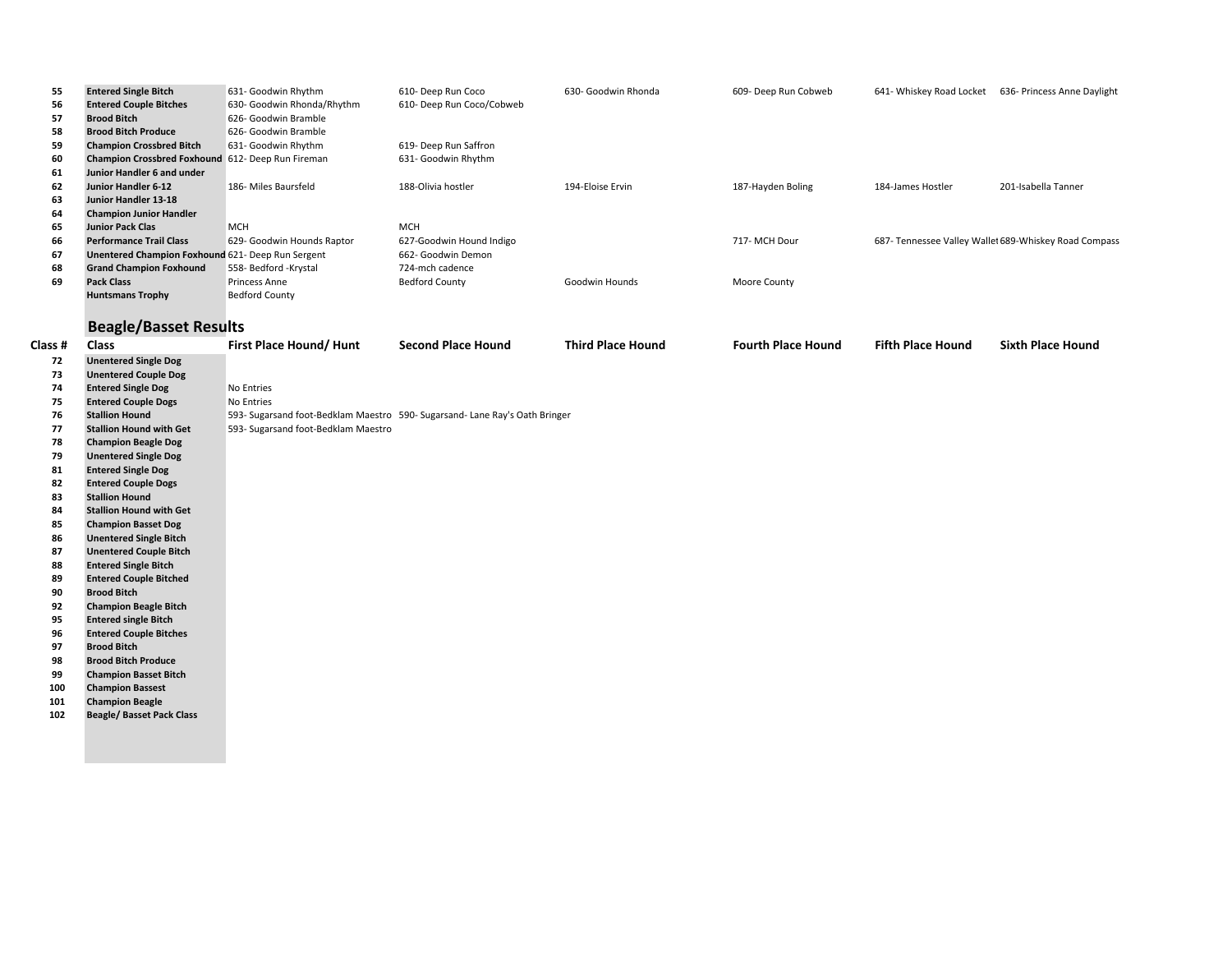| | | | | | | | |
|---|---|---|---|---|---|---|---|
| 55 | **Entered Single Bitch** | 631- Goodwin Rhythm | 610- Deep Run Coco | 630- Goodwin Rhonda | 609- Deep Run Cobweb | 641- Whiskey Road Locket | 636- Princess Anne Daylight |
| 56 | **Entered Couple Bitches** | 630- Goodwin Rhonda/Rhythm | 610- Deep Run Coco/Cobweb | | | | |
| 57 | **Brood Bitch** | 626- Goodwin Bramble | | | | | |
| 58 | **Brood Bitch Produce** | 626- Goodwin Bramble | | | | | |
| 59 | **Champion Crossbred Bitch** | 631- Goodwin Rhythm | 619- Deep Run Saffron | | | | |
| 60 | **Champion Crossbred Foxhound** | 612- Deep Run Fireman | 631- Goodwin Rhythm | | | | |
| 61 | **Junior Handler 6 and under** | | | | | | |
| 62 | **Junior Handler 6-12** | 186- Miles Baursfeld | 188-Olivia hostler | 194-Eloise Ervin | 187-Hayden Boling | 184-James Hostler | 201-Isabella Tanner |
| 63 | **Junior Handler 13-18** | | | | | | |
| 64 | **Champion Junior Handler** | | | | | | |
| 65 | **Junior Pack Clas** | MCH | MCH | | | | |
| 66 | **Performance Trail Class** | 629- Goodwin Hounds Raptor | 627-Goodwin Hound Indigo | | 717- MCH Dour | 687- Tennessee Valley Wallet | 689-Whiskey Road Compass |
| 67 | **Unentered Champion Foxhound** | 621- Deep Run Sergent | 662- Goodwin Demon | | | | |
| 68 | **Grand Champion Foxhound** | 558- Bedford -Krystal | 724-mch cadence | | | | |
| 69 | **Pack Class** | Princess Anne | Bedford County | Goodwin Hounds | Moore County | | |
| | **Huntsmans Trophy** | Bedford County | | | | | |

## Beagle/Basset Results

| Class # | Class | First Place Hound/ Hunt | Second Place Hound | Third Place Hound | Fourth Place Hound | Fifth Place Hound | Sixth Place Hound |
|---|---|---|---|---|---|---|---|
| 72 | **Unentered Single Dog** | | | | | | |
| 73 | **Unentered Couple Dog** | | | | | | |
| 74 | **Entered Single Dog** | No Entries | | | | | |
| 75 | **Entered Couple Dogs** | No Entries | | | | | |
| 76 | **Stallion Hound** | 593- Sugarsand foot-Bedklam Maestro | 590- Sugarsand- Lane Ray's Oath Bringer | | | | |
| 77 | **Stallion Hound with Get** | 593- Sugarsand foot-Bedklam Maestro | | | | | |
| 78 | **Champion Beagle Dog** | | | | | | |
| 79 | **Unentered Single Dog** | | | | | | |
| 81 | **Entered Single Dog** | | | | | | |
| 82 | **Entered Couple Dogs** | | | | | | |
| 83 | **Stallion Hound** | | | | | | |
| 84 | **Stallion Hound with Get** | | | | | | |
| 85 | **Champion Basset Dog** | | | | | | |
| 86 | **Unentered Single Bitch** | | | | | | |
| 87 | **Unentered Couple Bitch** | | | | | | |
| 88 | **Entered Single Bitch** | | | | | | |
| 89 | **Entered Couple Bitched** | | | | | | |
| 90 | **Brood Bitch** | | | | | | |
| 92 | **Champion Beagle Bitch** | | | | | | |
| 95 | **Entered single Bitch** | | | | | | |
| 96 | **Entered Couple Bitches** | | | | | | |
| 97 | **Brood Bitch** | | | | | | |
| 98 | **Brood Bitch Produce** | | | | | | |
| 99 | **Champion Basset Bitch** | | | | | | |
| 100 | **Champion Bassest** | | | | | | |
| 101 | **Champion Beagle** | | | | | | |
| 102 | **Beagle/ Basset Pack Class** | | | | | | |